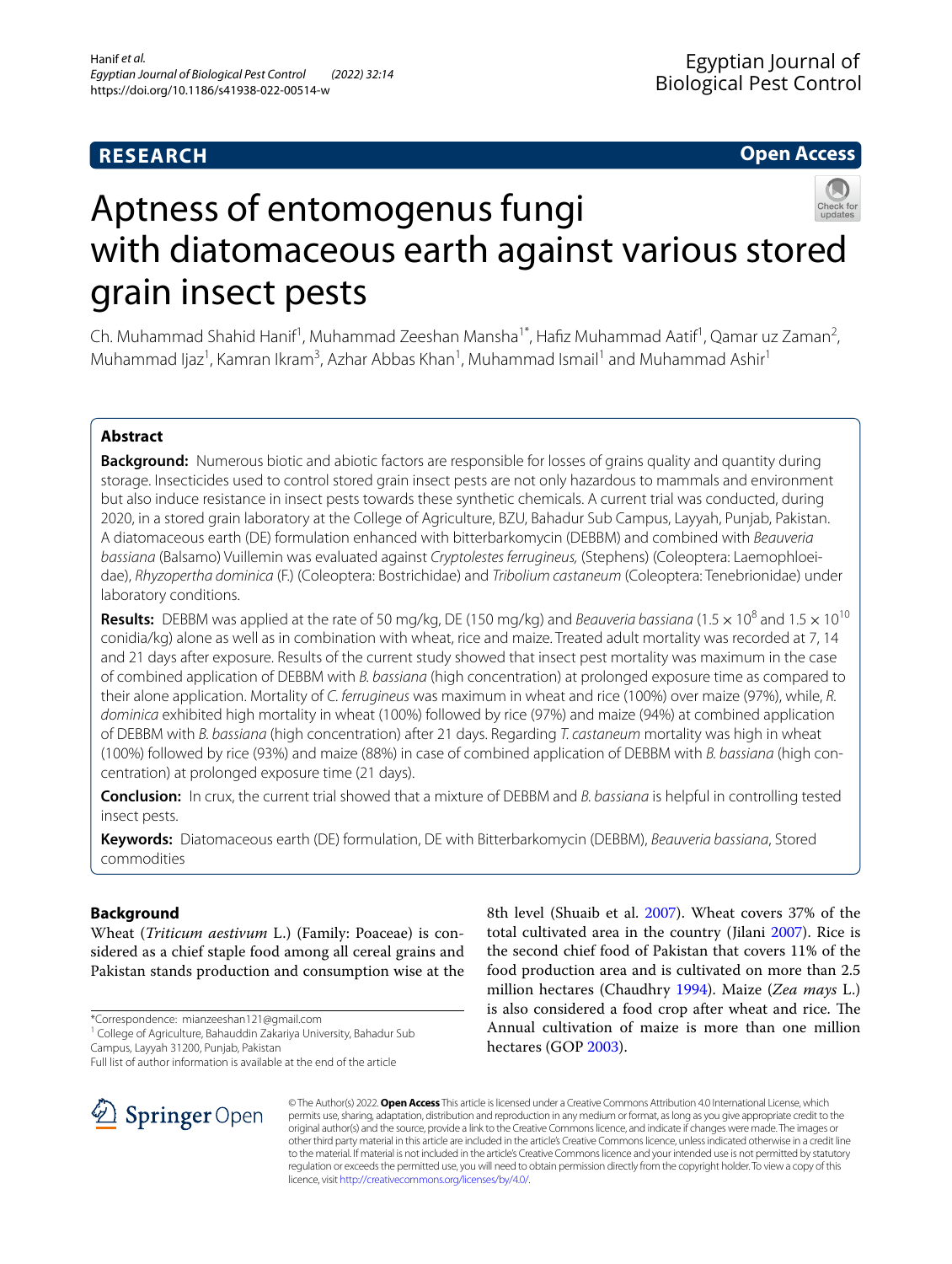RESEARCH

Open Access

# Aptness of entomogenus fungi with diatomaceous earth against various stored grain insect pests

Ch. Muhammad Shahid Hanif[1], Muhammad Zeeshan Mansha[1*], Hafiz Muhammad Aatif[1], Qamar uz Zaman[2], Muhammad Ijaz[1], Kamran Ikram[3], Azhar Abbas Khan[1], Muhammad Ismail[1] and Muhammad Ashir[1]

## Abstract

**Background:** Numerous biotic and abiotic factors are responsible for losses of grains quality and quantity during storage. Insecticides used to control stored grain insect pests are not only hazardous to mammals and environment but also induce resistance in insect pests towards these synthetic chemicals. A current trial was conducted, during 2020, in a stored grain laboratory at the College of Agriculture, BZU, Bahadur Sub Campus, Layyah, Punjab, Pakistan. A diatomaceous earth (DE) formulation enhanced with bitterbarkomycin (DEBBM) and combined with *Beauveria bassiana* (Balsamo) Vuillemin was evaluated against *Cryptolestes ferrugineus,* (Stephens) (Coleoptera: Laemophloeidae), *Rhyzopertha dominica* (F.) (Coleoptera: Bostrichidae) and *Tribolium castaneum* (Coleoptera: Tenebrionidae) under laboratory conditions.

**Results:** DEBBM was applied at the rate of 50 mg/kg, DE (150 mg/kg) and *Beauveria bassiana* ($1.5 \times 10^8$ and $1.5 \times 10^{10}$ conidia/kg) alone as well as in combination with wheat, rice and maize. Treated adult mortality was recorded at 7, 14 and 21 days after exposure. Results of the current study showed that insect pest mortality was maximum in the case of combined application of DEBBM with *B. bassiana* (high concentration) at prolonged exposure time as compared to their alone application. Mortality of *C. ferrugineus* was maximum in wheat and rice (100%) over maize (97%), while, *R. dominica* exhibited high mortality in wheat (100%) followed by rice (97%) and maize (94%) at combined application of DEBBM with *B. bassiana* (high concentration) after 21 days. Regarding *T. castaneum* mortality was high in wheat (100%) followed by rice (93%) and maize (88%) in case of combined application of DEBBM with *B. bassiana* (high concentration) at prolonged exposure time (21 days).

**Conclusion:** In crux, the current trial showed that a mixture of DEBBM and *B. bassiana* is helpful in controlling tested insect pests.

**Keywords:** Diatomaceous earth (DE) formulation, DE with Bitterbarkomycin (DEBBM), *Beauveria bassiana*, Stored commodities

## Background

Wheat (*Triticum aestivum* L.) (Family: Poaceae) is considered as a chief staple food among all cereal grains and Pakistan stands production and consumption wise at the 8th level (Shuaib et al. 2007). Wheat covers 37% of the total cultivated area in the country (Jilani 2007). Rice is the second chief food of Pakistan that covers 11% of the food production area and is cultivated on more than 2.5 million hectares (Chaudhry 1994). Maize (*Zea mays* L.) is also considered a food crop after wheat and rice. The Annual cultivation of maize is more than one million hectares (GOP 2003).

*Correspondence: mianzeeshan121@gmail.com
[1] College of Agriculture, Bahauddin Zakariya University, Bahadur Sub Campus, Layyah 31200, Punjab, Pakistan
Full list of author information is available at the end of the article

© The Author(s) 2022. **Open Access** This article is licensed under a Creative Commons Attribution 4.0 International License, which permits use, sharing, adaptation, distribution and reproduction in any medium or format, as long as you give appropriate credit to the original author(s) and the source, provide a link to the Creative Commons licence, and indicate if changes were made. The images or other third party material in this article are included in the article's Creative Commons licence, unless indicated otherwise in a credit line to the material. If material is not included in the article's Creative Commons licence and your intended use is not permitted by statutory regulation or exceeds the permitted use, you will need to obtain permission directly from the copyright holder. To view a copy of this licence, visit http://creativecommons.org/licenses/by/4.0/.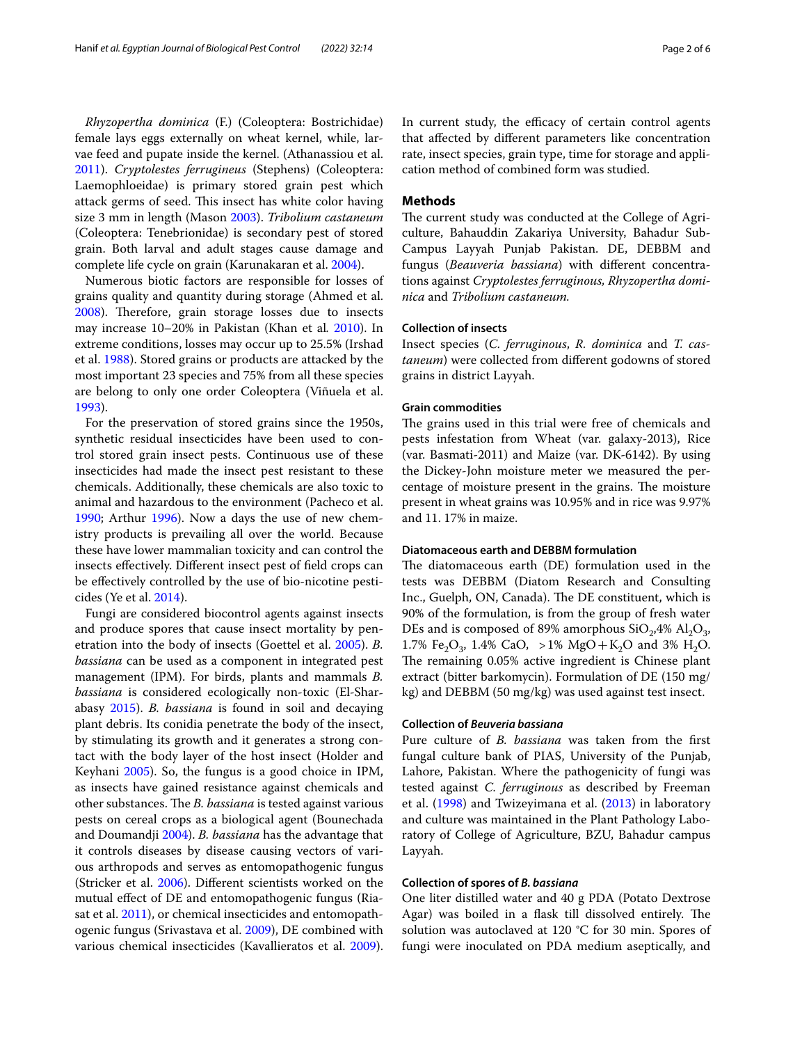*Rhyzopertha dominica* (F.) (Coleoptera: Bostrichidae) female lays eggs externally on wheat kernel, while, larvae feed and pupate inside the kernel. (Athanassiou et al. 2011). *Cryptolestes ferrugineus* (Stephens) (Coleoptera: Laemophloeidae) is primary stored grain pest which attack germs of seed. This insect has white color having size 3 mm in length (Mason 2003). *Tribolium castaneum* (Coleoptera: Tenebrionidae) is secondary pest of stored grain. Both larval and adult stages cause damage and complete life cycle on grain (Karunakaran et al. 2004).

Numerous biotic factors are responsible for losses of grains quality and quantity during storage (Ahmed et al. 2008). Therefore, grain storage losses due to insects may increase 10–20% in Pakistan (Khan et al. 2010). In extreme conditions, losses may occur up to 25.5% (Irshad et al. 1988). Stored grains or products are attacked by the most important 23 species and 75% from all these species are belong to only one order Coleoptera (Viñuela et al. 1993).

For the preservation of stored grains since the 1950s, synthetic residual insecticides have been used to control stored grain insect pests. Continuous use of these insecticides had made the insect pest resistant to these chemicals. Additionally, these chemicals are also toxic to animal and hazardous to the environment (Pacheco et al. 1990; Arthur 1996). Now a days the use of new chemistry products is prevailing all over the world. Because these have lower mammalian toxicity and can control the insects effectively. Different insect pest of field crops can be effectively controlled by the use of bio-nicotine pesticides (Ye et al. 2014).

Fungi are considered biocontrol agents against insects and produce spores that cause insect mortality by penetration into the body of insects (Goettel et al. 2005). *B. bassiana* can be used as a component in integrated pest management (IPM). For birds, plants and mammals *B. bassiana* is considered ecologically non-toxic (El-Sharabasy 2015). *B. bassiana* is found in soil and decaying plant debris. Its conidia penetrate the body of the insect, by stimulating its growth and it generates a strong contact with the body layer of the host insect (Holder and Keyhani 2005). So, the fungus is a good choice in IPM, as insects have gained resistance against chemicals and other substances. The *B. bassiana* is tested against various pests on cereal crops as a biological agent (Bounechada and Doumandji 2004). *B. bassiana* has the advantage that it controls diseases by disease causing vectors of various arthropods and serves as entomopathogenic fungus (Stricker et al. 2006). Different scientists worked on the mutual effect of DE and entomopathogenic fungus (Riasat et al. 2011), or chemical insecticides and entomopathogenic fungus (Srivastava et al. 2009), DE combined with various chemical insecticides (Kavallieratos et al. 2009). In current study, the efficacy of certain control agents that affected by different parameters like concentration rate, insect species, grain type, time for storage and application method of combined form was studied.

## Methods

The current study was conducted at the College of Agriculture, Bahauddin Zakariya University, Bahadur Sub-Campus Layyah Punjab Pakistan. DE, DEBBM and fungus (*Beauveria bassiana*) with different concentrations against *Cryptolestes ferruginous, Rhyzopertha dominica* and *Tribolium castaneum.*

### Collection of insects

Insect species (*C. ferruginous*, *R. dominica* and *T. castaneum*) were collected from different godowns of stored grains in district Layyah.

### Grain commodities

The grains used in this trial were free of chemicals and pests infestation from Wheat (var. galaxy-2013), Rice (var. Basmati-2011) and Maize (var. DK-6142). By using the Dickey-John moisture meter we measured the percentage of moisture present in the grains. The moisture present in wheat grains was 10.95% and in rice was 9.97% and 11. 17% in maize.

### Diatomaceous earth and DEBBM formulation

The diatomaceous earth (DE) formulation used in the tests was DEBBM (Diatom Research and Consulting Inc., Guelph, ON, Canada). The DE constituent, which is 90% of the formulation, is from the group of fresh water DEs and is composed of 89% amorphous $SiO_2$,4% $Al_2O_3$, 1.7% $Fe_2O_3$, 1.4% CaO, >1% $MgO+K_2O$ and 3% $H_2O$. The remaining 0.05% active ingredient is Chinese plant extract (bitter barkomycin). Formulation of DE (150 mg/kg) and DEBBM (50 mg/kg) was used against test insect.

### Collection of *Beuveria bassiana*

Pure culture of *B. bassiana* was taken from the first fungal culture bank of PIAS, University of the Punjab, Lahore, Pakistan. Where the pathogenicity of fungi was tested against *C. ferruginous* as described by Freeman et al. (1998) and Twizeyimana et al. (2013) in laboratory and culture was maintained in the Plant Pathology Laboratory of College of Agriculture, BZU, Bahadur campus Layyah.

### Collection of spores of *B. bassiana*

One liter distilled water and 40 g PDA (Potato Dextrose Agar) was boiled in a flask till dissolved entirely. The solution was autoclaved at 120 °C for 30 min. Spores of fungi were inoculated on PDA medium aseptically, and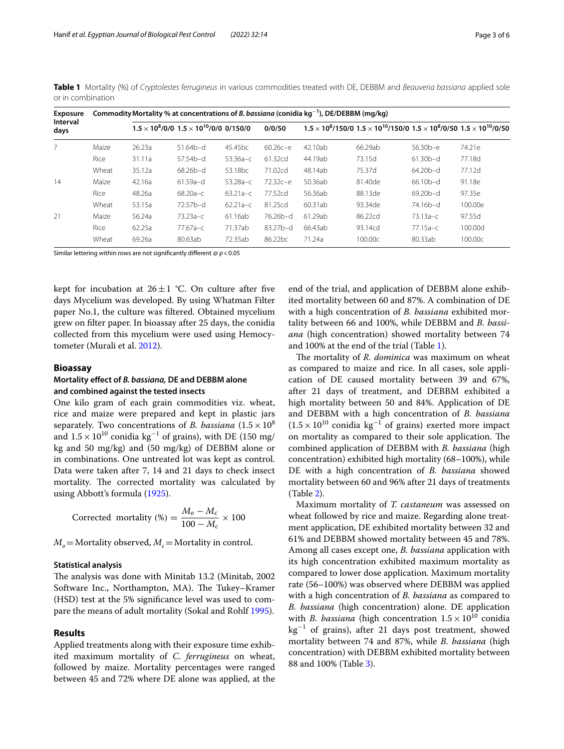**Table 1** Mortality (%) of *Cryptolestes ferrugineus* in various commodities treated with DE, DEBBM and *Beauveria bassiana* applied sole or in combination

| Exposure Interval days | Commodity | Mortality % at concentrations of *B. bassiana* (conidia $kg^{-1}$), DE/DEBBM (mg/kg) | | | | | | | |
|---|---|---|---|---|---|---|---|---|---|
| | | $1.5 \times 10^8$/0/0 | $1.5 \times 10^{10}$/0/0 | 0/150/0 | 0/0/50 | $1.5 \times 10^8$/150/0 | $1.5 \times 10^{10}$/150/0 | $1.5 \times 10^8$/0/50 | $1.5 \times 10^{10}$/0/50 |
| 7 | Maize | 26.23a | 51.64b–d | 45.45bc | 60.26c–e | 42.10ab | 66.29ab | 56.30b–e | 74.21e |
| | Rice | 31.11a | 57.54b–d | 53.36a–c | 61.32cd | 44.19ab | 73.15d | 61.30b–d | 77.18d |
| | Wheat | 35.12a | 68.26b–d | 53.18bc | 71.02cd | 48.14ab | 75.37d | 64.20b–d | 77.12d |
| 14 | Maize | 42.16a | 61.59a–d | 53.28a–c | 72.32c–e | 50.36ab | 81.40de | 66.10b–d | 91.18e |
| | Rice | 48.26a | 68.20a–c | 63.21a–c | 77.52cd | 56.36ab | 88.13de | 69.20b–d | 97.35e |
| | Wheat | 53.15a | 72.57b–d | 62.21a–c | 81.25cd | 60.31ab | 93.34de | 74.16b–d | 100.00e |
| 21 | Maize | 56.24a | 73.23a–c | 61.16ab | 76.26b–d | 61.29ab | 86.22cd | 73.13a–c | 97.55d |
| | Rice | 62.25a | 77.67a–c | 71.37ab | 83.27b–d | 66.43ab | 93.14cd | 77.15a–c | 100.00d |
| | Wheat | 69.26a | 80.63ab | 72.35ab | 86.22bc | 71.24a | 100.00c | 80.33ab | 100.00c |

Similar lettering within rows are not significantly different @ $p < 0.05$

kept for incubation at $26 \pm 1$ °C. On culture after five days Mycelium was developed. By using Whatman Filter paper No.1, the culture was filtered. Obtained mycelium grew on filter paper. In bioassay after 25 days, the conidia collected from this mycelium were used using Hemocytometer (Murali et al. 2012).

## Bioassay

### Mortality effect of *B. bassiana,* DE and DEBBM alone and combined against the tested insects

One kilo gram of each grain commodities viz. wheat, rice and maize were prepared and kept in plastic jars separately. Two concentrations of *B. bassiana* ($1.5 \times 10^8$ and $1.5 \times 10^{10}$ conidia $kg^{-1}$ of grains), with DE (150 mg/kg and 50 mg/kg) and (50 mg/kg) of DEBBM alone or in combinations. One untreated lot was kept as control. Data were taken after 7, 14 and 21 days to check insect mortality. The corrected mortality was calculated by using Abbott's formula (1925).

$$\text{Corrected mortality (\%)} = \frac{M_o - M_c}{100 - M_c} \times 100$$

$M_o$ = Mortality observed, $M_c$ = Mortality in control.

#### Statistical analysis

The analysis was done with Minitab 13.2 (Minitab, 2002 Software Inc., Northampton, MA). The Tukey–Kramer (HSD) test at the 5% significance level was used to compare the means of adult mortality (Sokal and Rohlf 1995).

## Results

Applied treatments along with their exposure time exhibited maximum mortality of *C. ferrugineus* on wheat, followed by maize. Mortality percentages were ranged between 45 and 72% where DE alone was applied, at the end of the trial, and application of DEBBM alone exhibited mortality between 60 and 87%. A combination of DE with a high concentration of *B. bassiana* exhibited mortality between 66 and 100%, while DEBBM and *B. bassiana* (high concentration) showed mortality between 74 and 100% at the end of the trial (Table 1).

The mortality of *R. dominica* was maximum on wheat as compared to maize and rice. In all cases, sole application of DE caused mortality between 39 and 67%, after 21 days of treatment, and DEBBM exhibited a high mortality between 50 and 84%. Application of DE and DEBBM with a high concentration of *B. bassiana* ($1.5 \times 10^{10}$ conidia $kg^{-1}$ of grains) exerted more impact on mortality as compared to their sole application. The combined application of DEBBM with *B. bassiana* (high concentration) exhibited high mortality (68–100%), while DE with a high concentration of *B. bassiana* showed mortality between 60 and 96% after 21 days of treatments (Table 2).

Maximum mortality of *T. castaneum* was assessed on wheat followed by rice and maize. Regarding alone treatment application, DE exhibited mortality between 32 and 61% and DEBBM showed mortality between 45 and 78%. Among all cases except one, *B. bassiana* application with its high concentration exhibited maximum mortality as compared to lower dose application. Maximum mortality rate (56–100%) was observed where DEBBM was applied with a high concentration of *B. bassiana* as compared to *B. bassiana* (high concentration) alone. DE application with *B. bassiana* (high concentration $1.5 \times 10^{10}$ conidia $kg^{-1}$ of grains), after 21 days post treatment, showed mortality between 74 and 87%, while *B. bassiana* (high concentration) with DEBBM exhibited mortality between 88 and 100% (Table 3).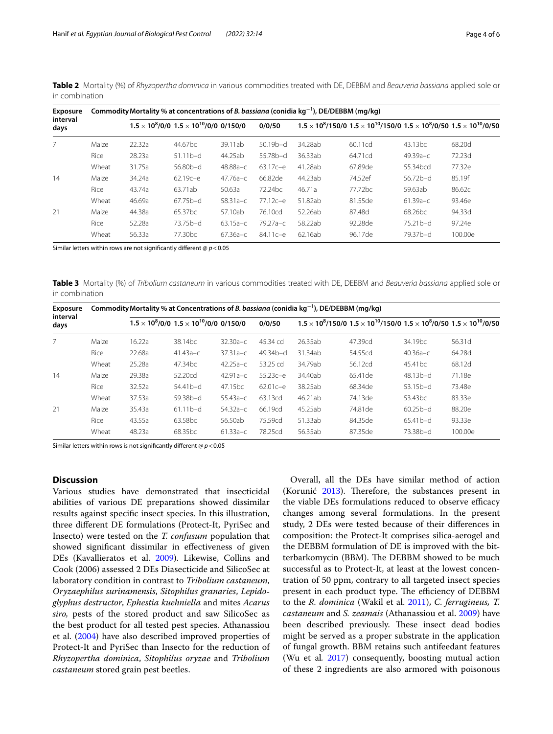**Table 2** Mortality (%) of *Rhyzopertha dominica* in various commodities treated with DE, DEBBM and *Beauveria bassiana* applied sole or in combination

| Exposure interval days | Commodity | Mortality % at concentrations of *B. bassiana* (conidia $kg^{-1}$), DE/DEBBM (mg/kg) | | | | | | | |
|---|---|---|---|---|---|---|---|---|---|
| | | $1.5 \times 10^8$/0/0 | $1.5 \times 10^{10}$/0/0 | 0/150/0 | 0/0/50 | $1.5 \times 10^8$/150/0 | $1.5 \times 10^{10}$/150/0 | $1.5 \times 10^8$/0/50 | $1.5 \times 10^{10}$/0/50 |
| 7 | Maize | 22.32a | 44.67bc | 39.11ab | 50.19b–d | 34.28ab | 60.11cd | 43.13bc | 68.20d |
| | Rice | 28.23a | 51.11b–d | 44.25ab | 55.78b–d | 36.33ab | 64.71cd | 49.39a–c | 72.23d |
| | Wheat | 31.75a | 56.80b–d | 48.88a–c | 63.17c–e | 41.28ab | 67.89de | 55.34bcd | 77.32e |
| 14 | Maize | 34.24a | 62.19c–e | 47.76a–c | 66.82de | 44.23ab | 74.52ef | 56.72b–d | 85.19f |
| | Rice | 43.74a | 63.71ab | 50.63a | 72.24bc | 46.71a | 77.72bc | 59.63ab | 86.62c |
| | Wheat | 46.69a | 67.75b–d | 58.31a–c | 77.12c–e | 51.82ab | 81.55de | 61.39a–c | 93.46e |
| 21 | Maize | 44.38a | 65.37bc | 57.10ab | 76.10cd | 52.26ab | 87.48d | 68.26bc | 94.33d |
| | Rice | 52.28a | 73.75b–d | 63.15a–c | 79.27a–c | 58.22ab | 92.28de | 75.21b–d | 97.24e |
| | Wheat | 56.33a | 77.30bc | 67.36a–c | 84.11c–e | 62.16ab | 96.17de | 79.37b–d | 100.00e |

Similar letters within rows are not significantly different @ $p < 0.05$

**Table 3** Mortality (%) of *Tribolium castaneum* in various commodities treated with DE, DEBBM and *Beauveria bassiana* applied sole or in combination

| Exposure interval days | Commodity | Mortality % at Concentrations of *B. bassiana* (conidia $kg^{-1}$), DE/DEBBM (mg/kg) | | | | | | | |
|---|---|---|---|---|---|---|---|---|---|
| | | $1.5 \times 10^8$/0/0 | $1.5 \times 10^{10}$/0/0 | 0/150/0 | 0/0/50 | $1.5 \times 10^8$/150/0 | $1.5 \times 10^{10}$/150/0 | $1.5 \times 10^8$/0/50 | $1.5 \times 10^{10}$/0/50 |
| 7 | Maize | 16.22a | 38.14bc | 32.30a–c | 45.34 cd | 26.35ab | 47.39cd | 34.19bc | 56.31d |
| | Rice | 22.68a | 41.43a–c | 37.31a–c | 49.34b–d | 31.34ab | 54.55cd | 40.36a–c | 64.28d |
| | Wheat | 25.28a | 47.34bc | 42.25a–c | 53.25 cd | 34.79ab | 56.12cd | 45.41bc | 68.12d |
| 14 | Maize | 29.38a | 52.20cd | 42.91a–c | 55.23c–e | 34.40ab | 65.41de | 48.13b–d | 71.18e |
| | Rice | 32.52a | 54.41b–d | 47.15bc | 62.01c–e | 38.25ab | 68.34de | 53.15b–d | 73.48e |
| | Wheat | 37.53a | 59.38b–d | 55.43a–c | 63.13cd | 46.21ab | 74.13de | 53.43bc | 83.33e |
| 21 | Maize | 35.43a | 61.11b–d | 54.32a–c | 66.19cd | 45.25ab | 74.81de | 60.25b–d | 88.20e |
| | Rice | 43.55a | 63.58bc | 56.50ab | 75.59cd | 51.33ab | 84.35de | 65.41b–d | 93.33e |
| | Wheat | 48.23a | 68.35bc | 61.33a–c | 78.25cd | 56.35ab | 87.35de | 73.38b–d | 100.00e |

Similar letters within rows is not significantly different @ $p < 0.05$

## Discussion

Various studies have demonstrated that insecticidal abilities of various DE preparations showed dissimilar results against specific insect species. In this illustration, three different DE formulations (Protect-It, PyriSec and Insecto) were tested on the *T. confusum* population that showed significant dissimilar in effectiveness of given DEs (Kavallieratos et al. 2009). Likewise, Collins and Cook (2006) assessed 2 DEs Diasecticide and SilicoSec at laboratory condition in contrast to *Tribolium castaneum*, *Oryzaephilus surinamensis*, *Sitophilus granaries*, *Lepidoglyphus destructor*, *Ephestia kuehniella* and mites *Acarus siro,* pests of the stored product and saw SilicoSec as the best product for all tested pest species. Athanassiou et al. (2004) have also described improved properties of Protect-It and PyriSec than Insecto for the reduction of *Rhyzopertha dominica*, *Sitophilus oryzae* and *Tribolium castaneum* stored grain pest beetles.

Overall, all the DEs have similar method of action (Korunić 2013). Therefore, the substances present in the viable DEs formulations reduced to observe efficacy changes among several formulations. In the present study, 2 DEs were tested because of their differences in composition: the Protect-It comprises silica-aerogel and the DEBBM formulation of DE is improved with the bitterbarkomycin (BBM). The DEBBM showed to be much successful as to Protect-It, at least at the lowest concentration of 50 ppm, contrary to all targeted insect species present in each product type. The efficiency of DEBBM to the *R. dominica* (Wakil et al. 2011), *C. ferrugineus, T. castaneum* and *S. zeamais* (Athanassiou et al. 2009) have been described previously. These insect dead bodies might be served as a proper substrate in the application of fungal growth. BBM retains such antifeedant features (Wu et al. 2017) consequently, boosting mutual action of these 2 ingredients are also armored with poisonous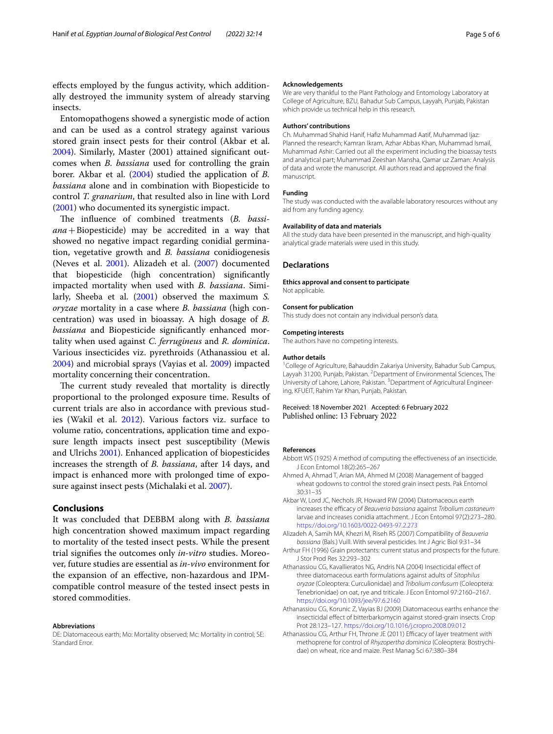effects employed by the fungus activity, which additionally destroyed the immunity system of already starving insects.

Entomopathogens showed a synergistic mode of action and can be used as a control strategy against various stored grain insect pests for their control (Akbar et al. 2004). Similarly, Master (2001) attained significant outcomes when *B. bassiana* used for controlling the grain borer. Akbar et al. (2004) studied the application of *B. bassiana* alone and in combination with Biopesticide to control *T. granarium*, that resulted also in line with Lord (2001) who documented its synergistic impact.

The influence of combined treatments (*B. bassiana* + Biopesticide) may be accredited in a way that showed no negative impact regarding conidial germination, vegetative growth and *B. bassiana* conidiogenesis (Neves et al. 2001). Alizadeh et al. (2007) documented that biopesticide (high concentration) significantly impacted mortality when used with *B. bassiana*. Similarly, Sheeba et al. (2001) observed the maximum *S. oryzae* mortality in a case where *B. bassiana* (high concentration) was used in bioassay. A high dosage of *B. bassiana* and Biopesticide significantly enhanced mortality when used against *C. ferrugineus* and *R. dominica*. Various insecticides viz. pyrethroids (Athanassiou et al. 2004) and microbial sprays (Vayias et al. 2009) impacted mortality concerning their concentration.

The current study revealed that mortality is directly proportional to the prolonged exposure time. Results of current trials are also in accordance with previous studies (Wakil et al. 2012). Various factors viz. surface to volume ratio, concentrations, application time and exposure length impacts insect pest susceptibility (Mewis and Ulrichs 2001). Enhanced application of biopesticides increases the strength of *B. bassiana*, after 14 days, and impact is enhanced more with prolonged time of exposure against insect pests (Michalaki et al. 2007).

## Conclusions

It was concluded that DEBBM along with *B. bassiana* high concentration showed maximum impact regarding to mortality of the tested insect pests. While the present trial signifies the outcomes only *in-vitro* studies. Moreover, future studies are essential as *in-vivo* environment for the expansion of an effective, non-hazardous and IPM-compatible control measure of the tested insect pests in stored commodities.

#### Abbreviations

DE: Diatomaceous earth; Mo: Mortality observed; Mc: Mortality in control; SE: Standard Error.

#### Acknowledgements

We are very thankful to the Plant Pathology and Entomology Laboratory at College of Agriculture, BZU, Bahadur Sub Campus, Layyah, Punjab, Pakistan which provide us technical help in this research.

#### Authors' contributions

Ch. Muhammad Shahid Hanif, Hafiz Muhammad Aatif, Muhammad Ijaz: Planned the research; Kamran Ikram, Azhar Abbas Khan, Muhammad Ismail, Muhammad Ashir: Carried out all the experiment including the bioassay tests and analytical part; Muhammad Zeeshan Mansha, Qamar uz Zaman: Analysis of data and wrote the manuscript. All authors read and approved the final manuscript.

#### Funding

The study was conducted with the available laboratory resources without any aid from any funding agency.

#### Availability of data and materials

All the study data have been presented in the manuscript, and high-quality analytical grade materials were used in this study.

### Declarations

#### Ethics approval and consent to participate

Not applicable.

#### Consent for publication

This study does not contain any individual person's data.

#### Competing interests

The authors have no competing interests.

#### Author details

[1]College of Agriculture, Bahauddin Zakariya University, Bahadur Sub Campus, Layyah 31200, Punjab, Pakistan. [2]Department of Environmental Sciences, The University of Lahore, Lahore, Pakistan. [3]Department of Agricultural Engineering, KFUEIT, Rahim Yar Khan, Punjab, Pakistan.

Received: 18 November 2021 Accepted: 6 February 2022
Published online: 13 February 2022

#### References

Abbott WS (1925) A method of computing the effectiveness of an insecticide. J Econ Entomol 18(2):265–267

Ahmed A, Ahmad T, Arian MA, Ahmed M (2008) Management of bagged wheat godowns to control the stored grain insect pests. Pak Entomol 30:31–35

Akbar W, Lord JC, Nechols JR, Howard RW (2004) Diatomaceous earth increases the efficacy of *Beauveria bassiana* against *Tribolium castaneum* larvae and increases conidia attachment. J Econ Entomol 97(2):273–280. https://doi.org/10.1603/0022-0493-97.2.273

Alizadeh A, Samih MA, Khezri M, Riseh RS (2007) Compatibility of *Beauveria bassiana* (Bals.) Vuill. With several pesticides. Int J Agric Biol 9:31–34

Arthur FH (1996) Grain protectants: current status and prospects for the future. J Stor Prod Res 32:293–302

Athanassiou CG, Kavallieratos NG, Andris NA (2004) Insecticidal effect of three diatomaceous earth formulations against adults of *Sitophilus oryzae* (Coleoptera: Curculionidae) and *Tribolium confusum* (Coleoptera: Tenebrionidae) on oat, rye and triticale. J Econ Entomol 97:2160–2167. https://doi.org/10.1093/jee/97.6.2160

Athanassiou CG, Korunic Z, Vayias BJ (2009) Diatomaceous earths enhance the insecticidal effect of bitterbarkomycin against stored-grain insects. Crop Prot 28:123–127. https://doi.org/10.1016/j.cropro.2008.09.012

Athanassiou CG, Arthur FH, Throne JE (2011) Efficacy of layer treatment with methoprene for control of *Rhyzopertha dominica* (Coleoptera: Bostrychidae) on wheat, rice and maize. Pest Manag Sci 67:380–384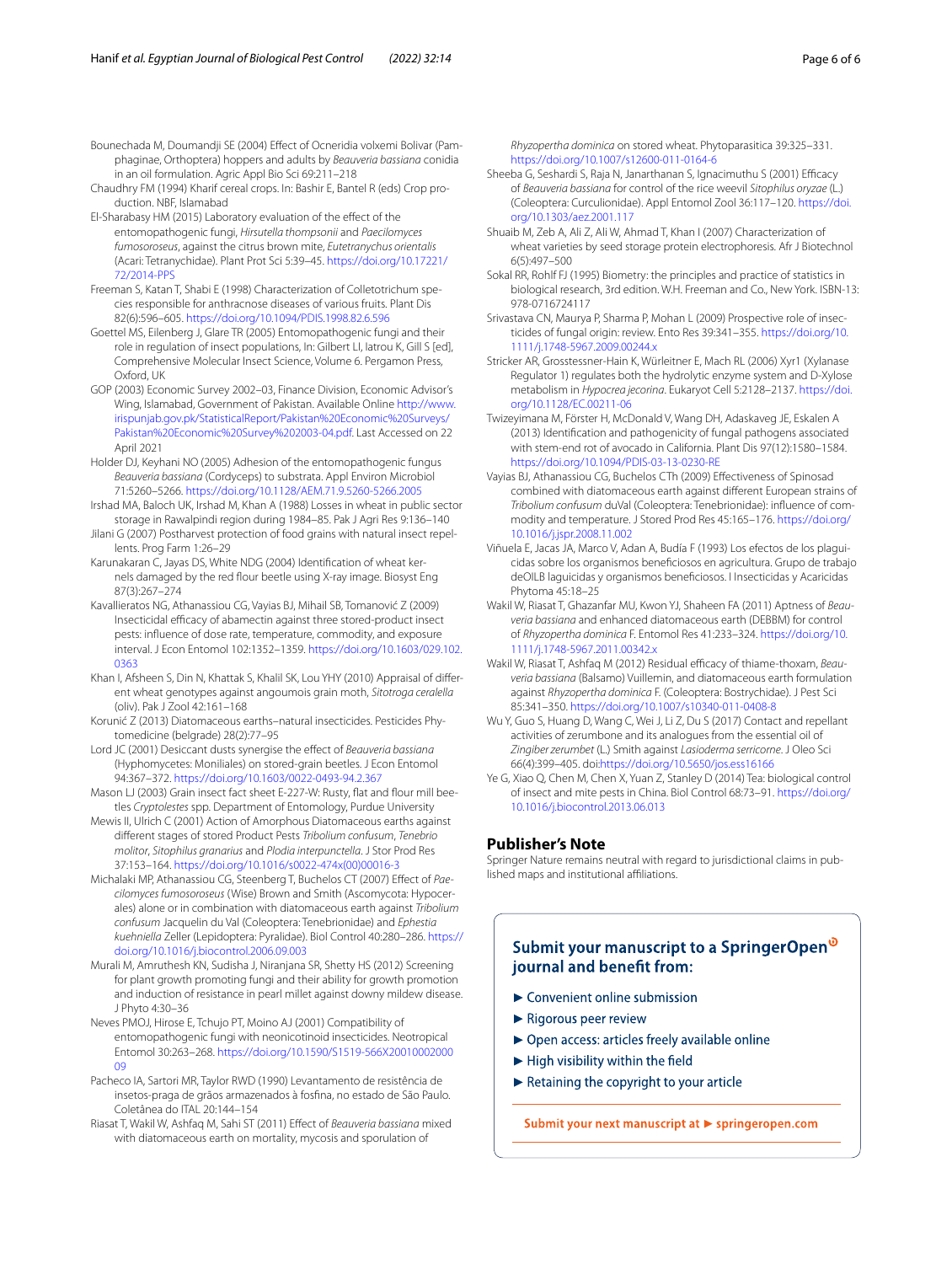Bounechada M, Doumandji SE (2004) Effect of Ocneridia volxemi Bolivar (Pamphaginae, Orthoptera) hoppers and adults by *Beauveria bassiana* conidia in an oil formulation. Agric Appl Bio Sci 69:211–218

Chaudhry FM (1994) Kharif cereal crops. In: Bashir E, Bantel R (eds) Crop production. NBF, Islamabad

El-Sharabasy HM (2015) Laboratory evaluation of the effect of the entomopathogenic fungi, *Hirsutella thompsonii* and *Paecilomyces fumosoroseus*, against the citrus brown mite, *Eutetranychus orientalis* (Acari: Tetranychidae). Plant Prot Sci 5:39–45. https://doi.org/10.17221/72/2014-PPS

Freeman S, Katan T, Shabi E (1998) Characterization of Colletotrichum species responsible for anthracnose diseases of various fruits. Plant Dis 82(6):596–605. https://doi.org/10.1094/PDIS.1998.82.6.596

Goettel MS, Eilenberg J, Glare TR (2005) Entomopathogenic fungi and their role in regulation of insect populations, In: Gilbert LI, Iatrou K, Gill S [ed], Comprehensive Molecular Insect Science, Volume 6. Pergamon Press, Oxford, UK

GOP (2003) Economic Survey 2002–03, Finance Division, Economic Advisor's Wing, Islamabad, Government of Pakistan. Availale Online http://www.irispunjab.gov.pk/StatisticalReport/Pakistan%20Economic%20Surveys/Pakistan%20Economic%20Survey%202003-04.pdf. Last Accessed on 22 April 2021

Holder DJ, Keyhani NO (2005) Adhesion of the entomopathogenic fungus *Beauveria bassiana* (Cordyceps) to substrata. Appl Environ Microbiol 71:5260–5266. https://doi.org/10.1128/AEM.71.9.5260-5266.2005

Irshad MA, Baloch UK, Irshad M, Khan A (1988) Losses in wheat in public sector storage in Rawalpindi region during 1984–85. Pak J Agri Res 9:136–140

Jilani G (2007) Postharvest protection of food grains with natural insect repellents. Prog Farm 1:26–29

Karunakaran C, Jayas DS, White NDG (2004) Identification of wheat kernels damaged by the red flour beetle using X-ray image. Biosyst Eng 87(3):267–274

Kavallieratos NG, Athanassiou CG, Vayias BJ, Mihail SB, Tomanović Z (2009) Insecticidal efficacy of abamectin against three stored-product insect pests: influence of dose rate, temperature, commodity, and exposure interval. J Econ Entomol 102:1352–1359. https://doi.org/10.1603/029.102.0363

Khan I, Afsheen S, Din N, Khattak S, Khalil SK, Lou YHY (2010) Appraisal of different wheat genotypes against angoumois grain moth, *Sitotroga ceralella* (oliv). Pak J Zool 42:161–168

Korunić Z (2013) Diatomaceous earths–natural insecticides. Pesticides Phytomedicine (belgrade) 28(2):77–95

Lord JC (2001) Desiccant dusts synergise the effect of *Beauveria bassiana* (Hyphomycetes: Moniliales) on stored-grain beetles. J Econ Entomol 94:367–372. https://doi.org/10.1603/0022-0493-94.2.367

Mason LJ (2003) Grain insect fact sheet E-227-W: Rusty, flat and flour mill beetles *Cryptolestes* spp. Department of Entomology, Purdue University

Mewis II, Ulrich C (2001) Action of Amorphous Diatomaceous earths against different stages of stored Product Pests *Tribolium confusum*, *Tenebrio molitor*, *Sitophilus granarius* and *Plodia interpunctella*. J Stor Prod Res 37:153–164. https://doi.org/10.1016/s0022-474x(00)00016-3

Michalaki MP, Athanassiou CG, Steenberg T, Buchelos CT (2007) Effect of *Paecilomyces fumosoroseus* (Wise) Brown and Smith (Ascomycota: Hypocreales) alone or in combination with diatomaceous earth against *Tribolium confusum* Jacquelin du Val (Coleoptera: Tenebrionidae) and *Ephestia kuehniella* Zeller (Lepidoptera: Pyralidae). Biol Control 40:280–286. https://doi.org/10.1016/j.biocontrol.2006.09.003

Murali M, Amruthesh KN, Sudisha J, Niranjana SR, Shetty HS (2012) Screening for plant growth promoting fungi and their ability for growth promotion and induction of resistance in pearl millet against downy mildew disease. J Phyto 4:30–36

Neves PMOJ, Hirose E, Tchujo PT, Moino AJ (2001) Compatibility of entomopathogenic fungi with neonicotinoid insecticides. Neotropical Entomol 30:263–268. https://doi.org/10.1590/S1519-566X2001000200009

Pacheco IA, Sartori MR, Taylor RWD (1990) Levantamento de resistência de insetos-praga de grãos armazenados à fosfina, no estado de São Paulo. Coletânea do ITAL 20:144–154

Riasat T, Wakil W, Ashfaq M, Sahi ST (2011) Effect of *Beauveria bassiana* mixed with diatomaceous earth on mortality, mycosis and sporulation of *Rhyzopertha dominica* on stored wheat. Phytoparasitica 39:325–331. https://doi.org/10.1007/s12600-011-0164-6

Sheeba G, Seshardi S, Raja N, Janarthanan S, Ignacimuthu S (2001) Efficacy of *Beauveria bassiana* for control of the rice weevil *Sitophilus oryzae* (L.) (Coleoptera: Curculionidae). Appl Entomol Zool 36:117–120. https://doi.org/10.1303/aez.2001.117

Shuaib M, Zeb A, Ali Z, Ali W, Ahmad T, Khan I (2007) Characterization of wheat varieties by seed storage protein electrophoresis. Afr J Biotechnol 6(5):497–500

Sokal RR, Rohlf FJ (1995) Biometry: the principles and practice of statistics in biological research, 3rd edition. W.H. Freeman and Co., New York. ISBN-13: 978-0716724117

Srivastava CN, Maurya P, Sharma P, Mohan L (2009) Prospective role of insecticides of fungal origin: review. Ento Res 39:341–355. https://doi.org/10.1111/j.1748-5967.2009.00244.x

Stricker AR, Grosstessner-Hain K, Würleitner E, Mach RL (2006) Xyr1 (Xylanase Regulator 1) regulates both the hydrolytic enzyme system and D-Xylose metabolism in *Hypocrea jecorina*. Eukaryot Cell 5:2128–2137. https://doi.org/10.1128/EC.00211-06

Twizeyimana M, Förster H, McDonald V, Wang DH, Adaskaveg JE, Eskalen A (2013) Identification and pathogenicity of fungal pathogens associated with stem-end rot of avocado in California. Plant Dis 97(12):1580–1584. https://doi.org/10.1094/PDIS-03-13-0230-RE

Vayias BJ, Athanassiou CG, Buchelos CTh (2009) Effectiveness of Spinosad combined with diatomaceous earth against different European strains of *Tribolium confusum* duVal (Coleoptera: Tenebrionidae): influence of commodity and temperature. J Stored Prod Res 45:165–176. https://doi.org/10.1016/j.jspr.2008.11.002

Viñuela E, Jacas JA, Marco V, Adan A, Budía F (1993) Los efectos de los plaguicidas sobre los organismos beneficiosos en agricultura. Grupo de trabajo deOILB laguicidas y organismos beneficiosos. I Insecticidas y Acaricidas Phytoma 45:18–25

Wakil W, Riasat T, Ghazanfar MU, Kwon YJ, Shaheen FA (2011) Aptness of *Beauveria bassiana* and enhanced diatomaceous earth (DEBBM) for control of *Rhyzopertha dominica* F. Entomol Res 41:233–324. https://doi.org/10.1111/j.1748-5967.2011.00342.x

Wakil W, Riasat T, Ashfaq M (2012) Residual efficacy of thiame-thoxam, *Beauveria bassiana* (Balsamo) Vuillemin, and diatomaceous earth formulation against *Rhyzopertha dominica* F. (Coleoptera: Bostrychidae). J Pest Sci 85:341–350. https://doi.org/10.1007/s10340-011-0408-8

Wu Y, Guo S, Huang D, Wang C, Wei J, Li Z, Du S (2017) Contact and repellant activities of zerumbone and its analogues from the essential oil of *Zingiber zerumbet* (L.) Smith against *Lasioderma serricorne*. J Oleo Sci 66(4):399–405. doi:https://doi.org/10.5650/jos.ess16166

Ye G, Xiao Q, Chen M, Chen X, Yuan Z, Stanley D (2014) Tea: biological control of insect and mite pests in China. Biol Control 68:73–91. https://doi.org/10.1016/j.biocontrol.2013.06.013

## Publisher's Note

Springer Nature remains neutral with regard to jurisdictional claims in published maps and institutional affiliations.

**Submit your manuscript to a SpringerOpen journal and benefit from:**

- ► Convenient online submission
- ► Rigorous peer review
- ► Open access: articles freely available online
- ► High visibility within the field
- ► Retaining the copyright to your article

**Submit your next manuscript at ► springeropen.com**